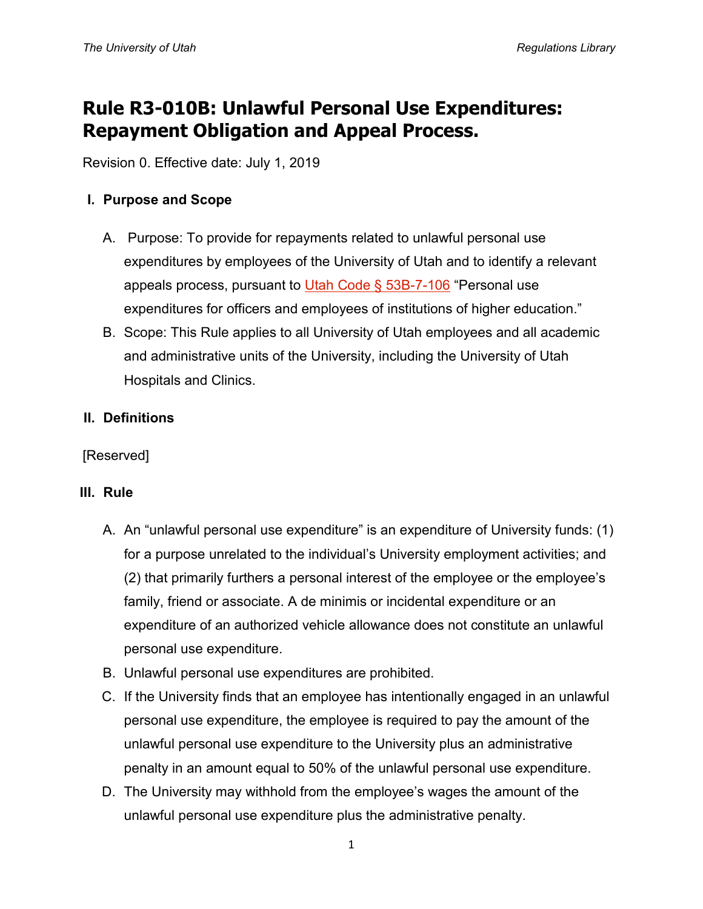# Rule R3-010B: Unlawful Personal Use Expenditures: Repayment Obligation and Appeal Process.

Revision 0. Effective date: July 1, 2019

## I. Purpose and Scope

A. Purpose: To provide for repayments related to unlawful personal use expenditures by employees of the University of Utah and to identify a relevant appeals process, pursuant to Utah Code § 53B-7-106 "Personal use expenditures for officers and employees of institutions of higher education."

B. Scope: This Rule applies to all University of Utah employees and all academic and administrative units of the University, including the University of Utah Hospitals and Clinics.

## II. Definitions

[Reserved]

## III. Rule

A. An "unlawful personal use expenditure" is an expenditure of University funds: (1) for a purpose unrelated to the individual's University employment activities; and (2) that primarily furthers a personal interest of the employee or the employee's family, friend or associate. A de minimis or incidental expenditure or an expenditure of an authorized vehicle allowance does not constitute an unlawful personal use expenditure.

B. Unlawful personal use expenditures are prohibited.

C. If the University finds that an employee has intentionally engaged in an unlawful personal use expenditure, the employee is required to pay the amount of the unlawful personal use expenditure to the University plus an administrative penalty in an amount equal to 50% of the unlawful personal use expenditure.

D. The University may withhold from the employee's wages the amount of the unlawful personal use expenditure plus the administrative penalty.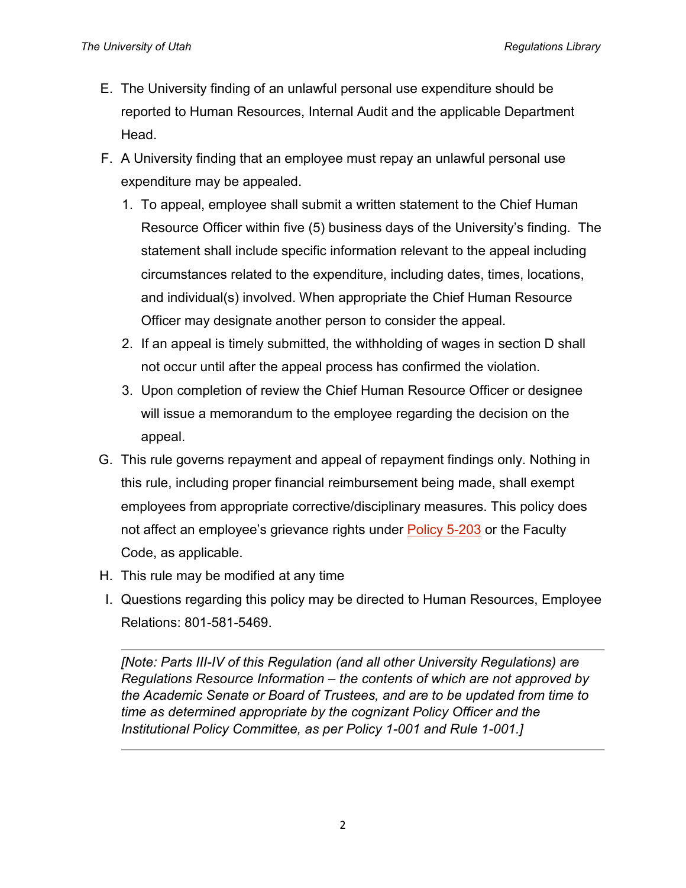E. The University finding of an unlawful personal use expenditure should be reported to Human Resources, Internal Audit and the applicable Department Head.

F. A University finding that an employee must repay an unlawful personal use expenditure may be appealed.

   1. To appeal, employee shall submit a written statement to the Chief Human Resource Officer within five (5) business days of the University's finding. The statement shall include specific information relevant to the appeal including circumstances related to the expenditure, including dates, times, locations, and individual(s) involved. When appropriate the Chief Human Resource Officer may designate another person to consider the appeal.
   2. If an appeal is timely submitted, the withholding of wages in section D shall not occur until after the appeal process has confirmed the violation.
   3. Upon completion of review the Chief Human Resource Officer or designee will issue a memorandum to the employee regarding the decision on the appeal.

G. This rule governs repayment and appeal of repayment findings only. Nothing in this rule, including proper financial reimbursement being made, shall exempt employees from appropriate corrective/disciplinary measures. This policy does not affect an employee's grievance rights under Policy 5-203 or the Faculty Code, as applicable.

H. This rule may be modified at any time

I. Questions regarding this policy may be directed to Human Resources, Employee Relations: 801-581-5469.

---

*[Note: Parts III-IV of this Regulation (and all other University Regulations) are Regulations Resource Information – the contents of which are not approved by the Academic Senate or Board of Trustees, and are to be updated from time to time as determined appropriate by the cognizant Policy Officer and the Institutional Policy Committee, as per Policy 1-001 and Rule 1-001.]*

---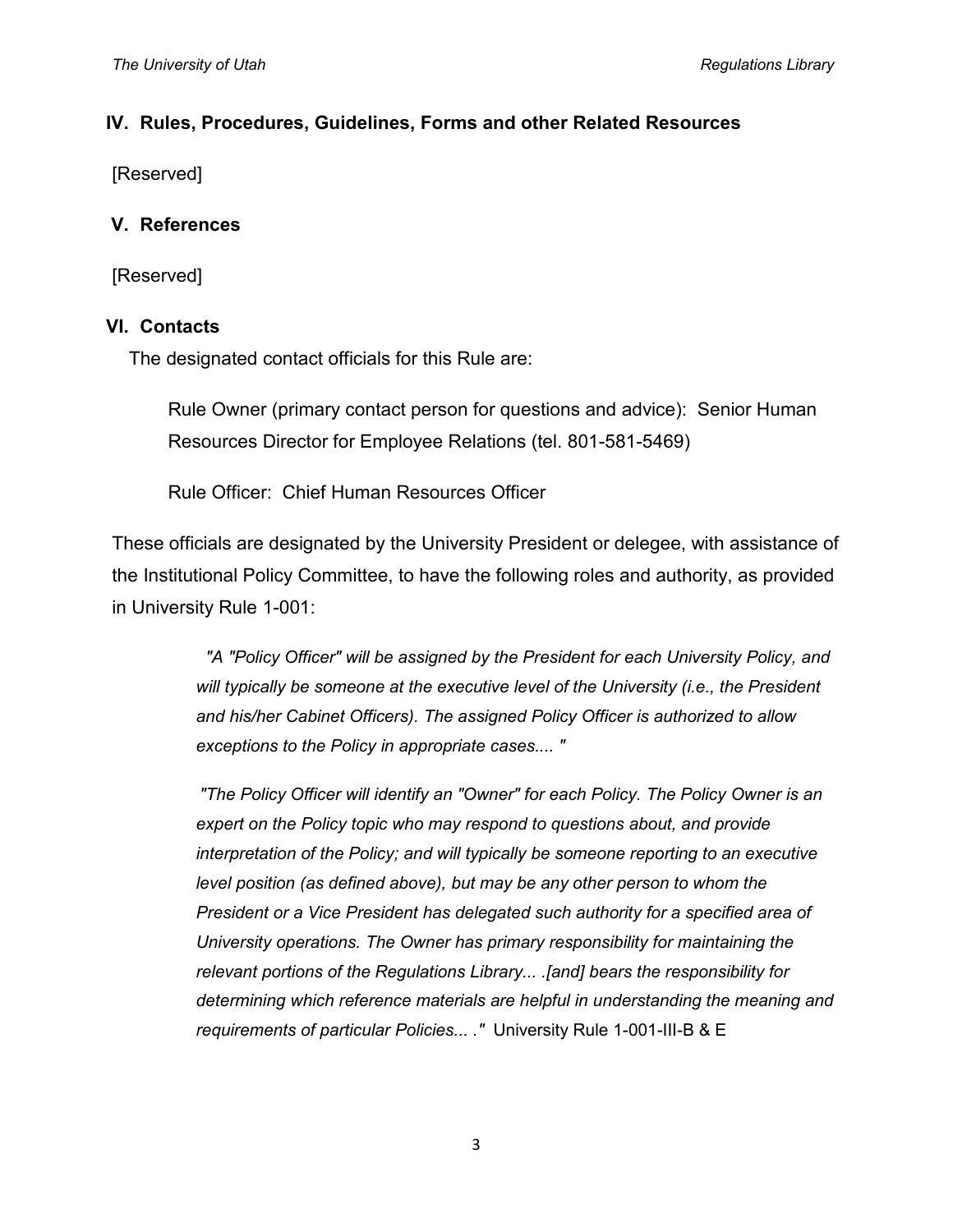## IV. Rules, Procedures, Guidelines, Forms and other Related Resources

[Reserved]

## V. References

[Reserved]

## VI. Contacts

The designated contact officials for this Rule are:

> Rule Owner (primary contact person for questions and advice): Senior Human Resources Director for Employee Relations (tel. 801-581-5469)
>
> Rule Officer: Chief Human Resources Officer

These officials are designated by the University President or delegee, with assistance of the Institutional Policy Committee, to have the following roles and authority, as provided in University Rule 1-001:

> *"A "Policy Officer" will be assigned by the President for each University Policy, and will typically be someone at the executive level of the University (i.e., the President and his/her Cabinet Officers). The assigned Policy Officer is authorized to allow exceptions to the Policy in appropriate cases.... "*
>
> *"The Policy Officer will identify an "Owner" for each Policy. The Policy Owner is an expert on the Policy topic who may respond to questions about, and provide interpretation of the Policy; and will typically be someone reporting to an executive level position (as defined above), but may be any other person to whom the President or a Vice President has delegated such authority for a specified area of University operations. The Owner has primary responsibility for maintaining the relevant portions of the Regulations Library... .[and] bears the responsibility for determining which reference materials are helpful in understanding the meaning and requirements of particular Policies... ."* University Rule 1-001-III-B & E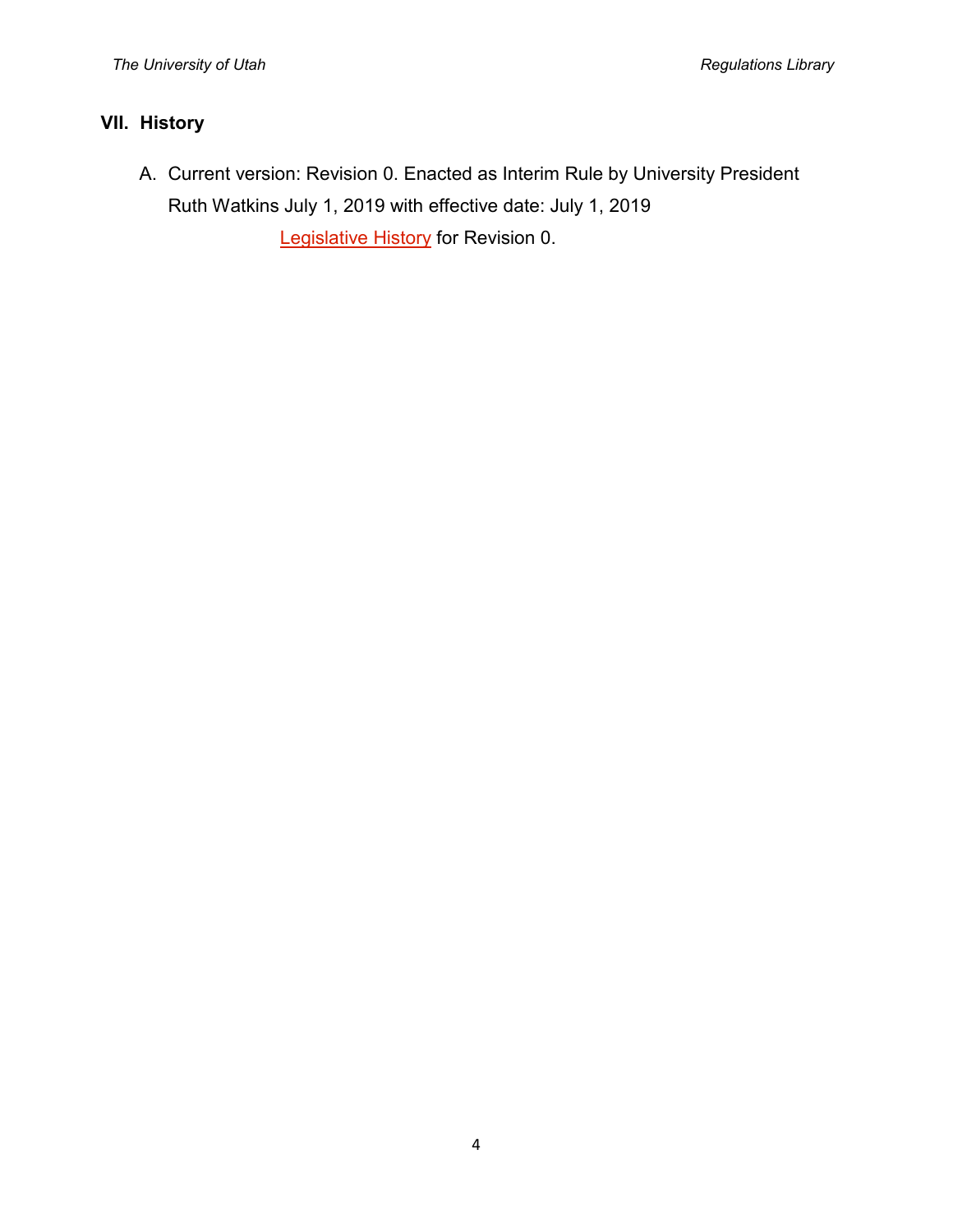## VII. History

A. Current version: Revision 0. Enacted as Interim Rule by University President Ruth Watkins July 1, 2019 with effective date: July 1, 2019

Legislative History for Revision 0.